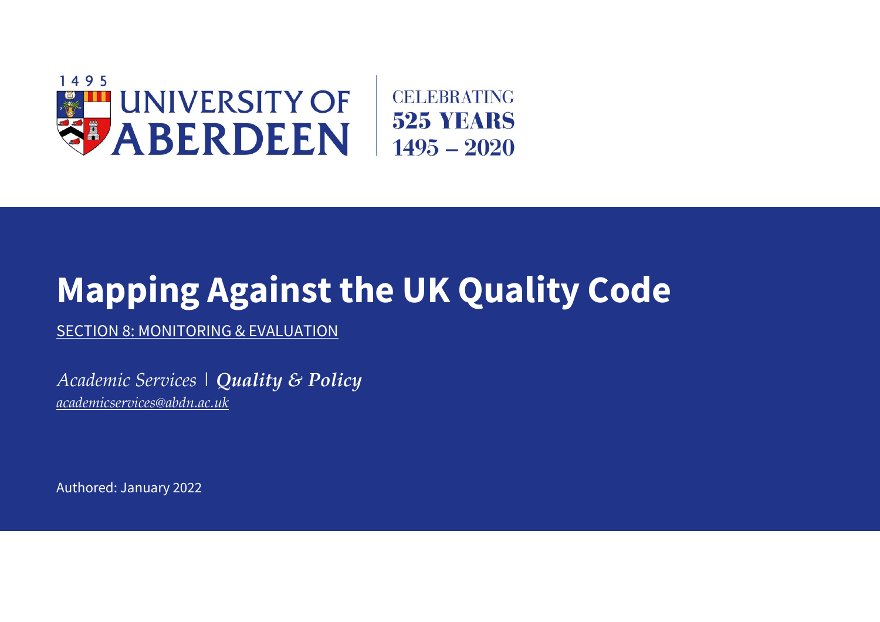1495 UNIVERSITY OF ABERDEEN | CELEBRATING 525 YEARS 1495 – 2020

# Mapping Against the UK Quality Code

SECTION 8: MONITORING & EVALUATION

*Academic Services* | ***Quality & Policy***

*academicservices@abdn.ac.uk*

Authored: January 2022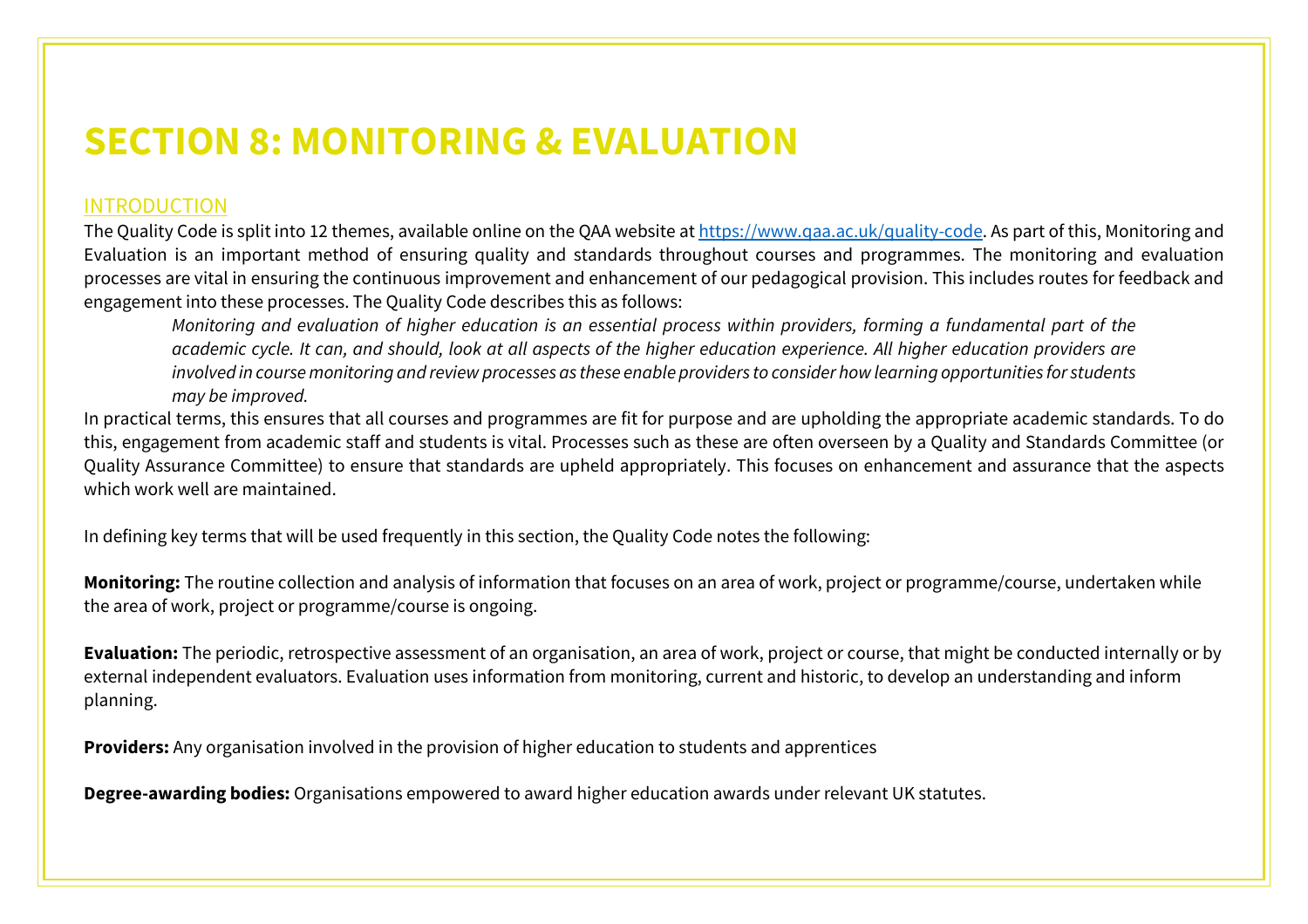# SECTION 8: MONITORING & EVALUATION

## INTRODUCTION

The Quality Code is split into 12 themes, available online on the QAA website at [https://www.qaa.ac.uk/quality-code](https://www.qaa.ac.uk/quality-code). As part of this, Monitoring and Evaluation is an important method of ensuring quality and standards throughout courses and programmes. The monitoring and evaluation processes are vital in ensuring the continuous improvement and enhancement of our pedagogical provision. This includes routes for feedback and engagement into these processes. The Quality Code describes this as follows:

> *Monitoring and evaluation of higher education is an essential process within providers, forming a fundamental part of the academic cycle. It can, and should, look at all aspects of the higher education experience. All higher education providers are involved in course monitoring and review processes as these enable providers to consider how learning opportunities for students may be improved.*

In practical terms, this ensures that all courses and programmes are fit for purpose and are upholding the appropriate academic standards. To do this, engagement from academic staff and students is vital. Processes such as these are often overseen by a Quality and Standards Committee (or Quality Assurance Committee) to ensure that standards are upheld appropriately. This focuses on enhancement and assurance that the aspects which work well are maintained.

In defining key terms that will be used frequently in this section, the Quality Code notes the following:

**Monitoring:** The routine collection and analysis of information that focuses on an area of work, project or programme/course, undertaken while the area of work, project or programme/course is ongoing.

**Evaluation:** The periodic, retrospective assessment of an organisation, an area of work, project or course, that might be conducted internally or by external independent evaluators. Evaluation uses information from monitoring, current and historic, to develop an understanding and inform planning.

**Providers:** Any organisation involved in the provision of higher education to students and apprentices

**Degree-awarding bodies:** Organisations empowered to award higher education awards under relevant UK statutes.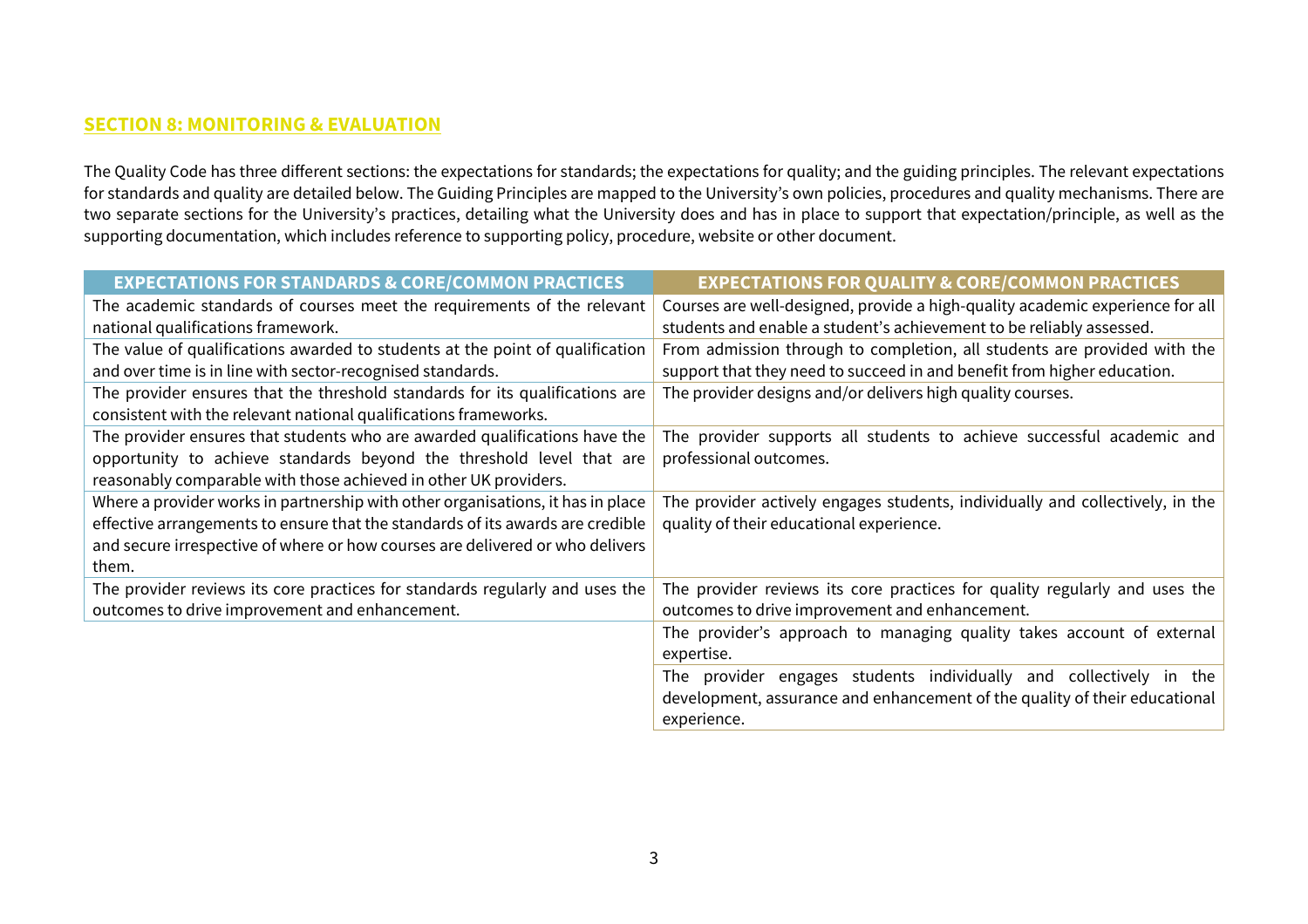## SECTION 8: MONITORING & EVALUATION

The Quality Code has three different sections: the expectations for standards; the expectations for quality; and the guiding principles. The relevant expectations for standards and quality are detailed below. The Guiding Principles are mapped to the University's own policies, procedures and quality mechanisms. There are two separate sections for the University's practices, detailing what the University does and has in place to support that expectation/principle, as well as the supporting documentation, which includes reference to supporting policy, procedure, website or other document.

| EXPECTATIONS FOR STANDARDS & CORE/COMMON PRACTICES | EXPECTATIONS FOR QUALITY & CORE/COMMON PRACTICES |
|---|---|
| The academic standards of courses meet the requirements of the relevant national qualifications framework. | Courses are well-designed, provide a high-quality academic experience for all students and enable a student's achievement to be reliably assessed. |
| The value of qualifications awarded to students at the point of qualification and over time is in line with sector-recognised standards. | From admission through to completion, all students are provided with the support that they need to succeed in and benefit from higher education. |
| The provider ensures that the threshold standards for its qualifications are consistent with the relevant national qualifications frameworks. | The provider designs and/or delivers high quality courses. |
| The provider ensures that students who are awarded qualifications have the opportunity to achieve standards beyond the threshold level that are reasonably comparable with those achieved in other UK providers. | The provider supports all students to achieve successful academic and professional outcomes. |
| Where a provider works in partnership with other organisations, it has in place effective arrangements to ensure that the standards of its awards are credible and secure irrespective of where or how courses are delivered or who delivers them. | The provider actively engages students, individually and collectively, in the quality of their educational experience. |
| The provider reviews its core practices for standards regularly and uses the outcomes to drive improvement and enhancement. | The provider reviews its core practices for quality regularly and uses the outcomes to drive improvement and enhancement. |
| | The provider's approach to managing quality takes account of external expertise. |
| | The provider engages students individually and collectively in the development, assurance and enhancement of the quality of their educational experience. |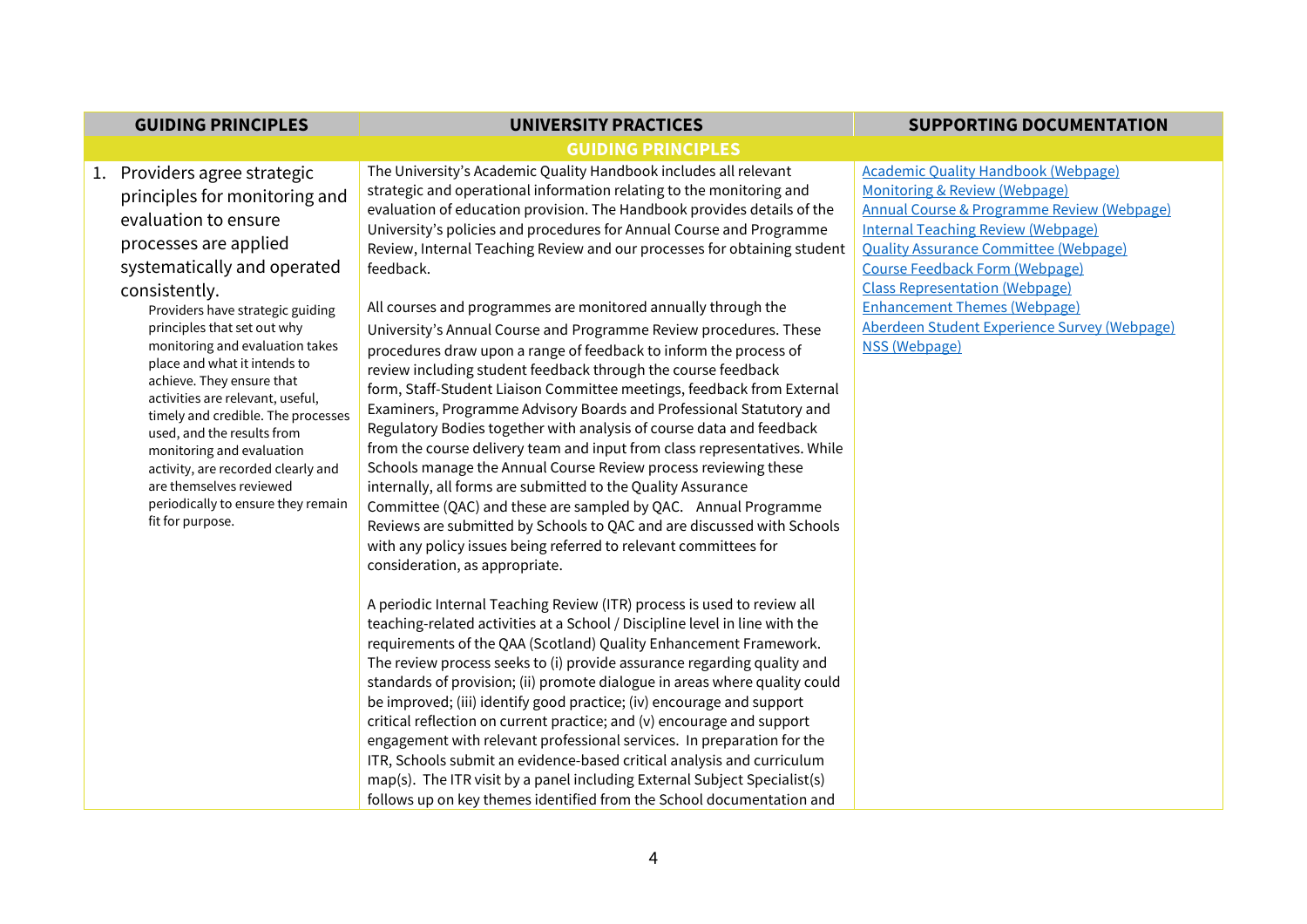| GUIDING PRINCIPLES | UNIVERSITY PRACTICES | SUPPORTING DOCUMENTATION |
|---|---|---|
| **GUIDING PRINCIPLES** | | |
| 1. Providers agree strategic principles for monitoring and evaluation to ensure processes are applied systematically and operated consistently.<br><br>Providers have strategic guiding principles that set out why monitoring and evaluation takes place and what it intends to achieve. They ensure that activities are relevant, useful, timely and credible. The processes used, and the results from monitoring and evaluation activity, are recorded clearly and are themselves reviewed periodically to ensure they remain fit for purpose. | The University's Academic Quality Handbook includes all relevant strategic and operational information relating to the monitoring and evaluation of education provision. The Handbook provides details of the University's policies and procedures for Annual Course and Programme Review, Internal Teaching Review and our processes for obtaining student feedback.<br><br>All courses and programmes are monitored annually through the University's Annual Course and Programme Review procedures. These procedures draw upon a range of feedback to inform the process of review including student feedback through the course feedback form, Staff-Student Liaison Committee meetings, feedback from External Examiners, Programme Advisory Boards and Professional Statutory and Regulatory Bodies together with analysis of course data and feedback from the course delivery team and input from class representatives. While Schools manage the Annual Course Review process reviewing these internally, all forms are submitted to the Quality Assurance Committee (QAC) and these are sampled by QAC. Annual Programme Reviews are submitted by Schools to QAC and are discussed with Schools with any policy issues being referred to relevant committees for consideration, as appropriate.<br><br>A periodic Internal Teaching Review (ITR) process is used to review all teaching-related activities at a School / Discipline level in line with the requirements of the QAA (Scotland) Quality Enhancement Framework. The review process seeks to (i) provide assurance regarding quality and standards of provision; (ii) promote dialogue in areas where quality could be improved; (iii) identify good practice; (iv) encourage and support critical reflection on current practice; and (v) encourage and support engagement with relevant professional services. In preparation for the ITR, Schools submit an evidence-based critical analysis and curriculum map(s). The ITR visit by a panel including External Subject Specialist(s) follows up on key themes identified from the School documentation and | [Academic Quality Handbook (Webpage)]<br>[Monitoring & Review (Webpage)]<br>[Annual Course & Programme Review (Webpage)]<br>[Internal Teaching Review (Webpage)]<br>[Quality Assurance Committee (Webpage)]<br>[Course Feedback Form (Webpage)]<br>[Class Representation (Webpage)]<br>[Enhancement Themes (Webpage)]<br>[Aberdeen Student Experience Survey (Webpage)]<br>[NSS (Webpage)] |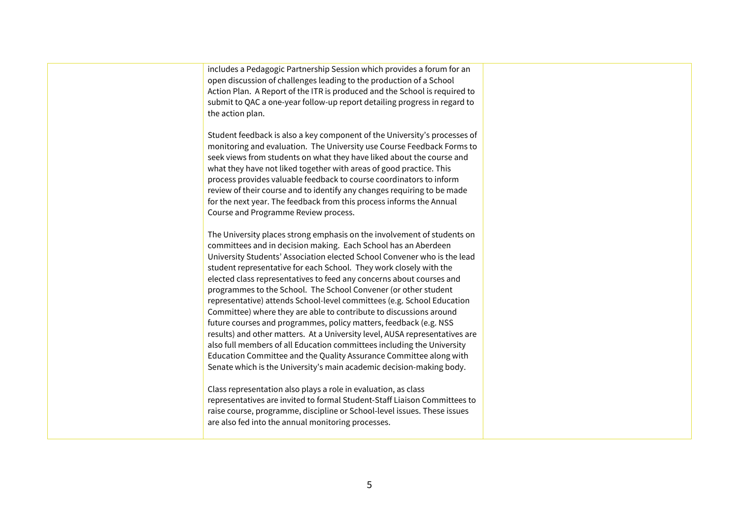| | | |
|---|---|---|
| | includes a Pedagogic Partnership Session which provides a forum for an open discussion of challenges leading to the production of a School Action Plan. A Report of the ITR is produced and the School is required to submit to QAC a one-year follow-up report detailing progress in regard to the action plan.<br><br>Student feedback is also a key component of the University's processes of monitoring and evaluation. The University use Course Feedback Forms to seek views from students on what they have liked about the course and what they have not liked together with areas of good practice. This process provides valuable feedback to course coordinators to inform review of their course and to identify any changes requiring to be made for the next year. The feedback from this process informs the Annual Course and Programme Review process.<br><br>The University places strong emphasis on the involvement of students on committees and in decision making. Each School has an Aberdeen University Students' Association elected School Convener who is the lead student representative for each School. They work closely with the elected class representatives to feed any concerns about courses and programmes to the School. The School Convener (or other student representative) attends School-level committees (e.g. School Education Committee) where they are able to contribute to discussions around future courses and programmes, policy matters, feedback (e.g. NSS results) and other matters. At a University level, AUSA representatives are also full members of all Education committees including the University Education Committee and the Quality Assurance Committee along with Senate which is the University's main academic decision-making body.<br><br>Class representation also plays a role in evaluation, as class representatives are invited to formal Student-Staff Liaison Committees to raise course, programme, discipline or School-level issues. These issues are also fed into the annual monitoring processes. | |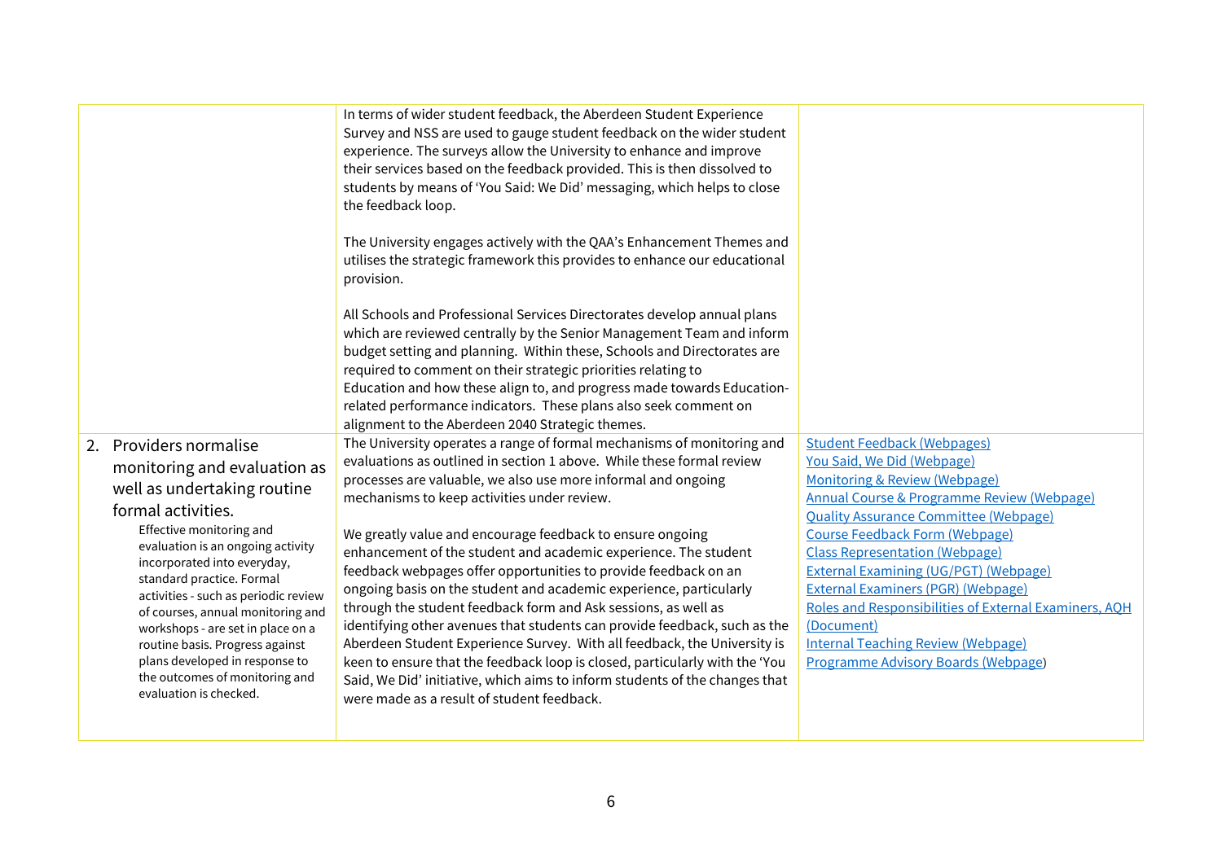| | | |
|---|---|---|
| | In terms of wider student feedback, the Aberdeen Student Experience Survey and NSS are used to gauge student feedback on the wider student experience. The surveys allow the University to enhance and improve their services based on the feedback provided. This is then dissolved to students by means of 'You Said: We Did' messaging, which helps to close the feedback loop.<br><br>The University engages actively with the QAA's Enhancement Themes and utilises the strategic framework this provides to enhance our educational provision.<br><br>All Schools and Professional Services Directorates develop annual plans which are reviewed centrally by the Senior Management Team and inform budget setting and planning. Within these, Schools and Directorates are required to comment on their strategic priorities relating to Education and how these align to, and progress made towards Education-related performance indicators. These plans also seek comment on alignment to the Aberdeen 2040 Strategic themes. | |
| 2. Providers normalise monitoring and evaluation as well as undertaking routine formal activities.<br>Effective monitoring and evaluation is an ongoing activity incorporated into everyday, standard practice. Formal activities - such as periodic review of courses, annual monitoring and workshops - are set in place on a routine basis. Progress against plans developed in response to the outcomes of monitoring and evaluation is checked. | The University operates a range of formal mechanisms of monitoring and evaluations as outlined in section 1 above. While these formal review processes are valuable, we also use more informal and ongoing mechanisms to keep activities under review.<br><br>We greatly value and encourage feedback to ensure ongoing enhancement of the student and academic experience. The student feedback webpages offer opportunities to provide feedback on an ongoing basis on the student and academic experience, particularly through the student feedback form and Ask sessions, as well as identifying other avenues that students can provide feedback, such as the Aberdeen Student Experience Survey. With all feedback, the University is keen to ensure that the feedback loop is closed, particularly with the 'You Said, We Did' initiative, which aims to inform students of the changes that were made as a result of student feedback. | Student Feedback (Webpages)<br>You Said, We Did (Webpage)<br>Monitoring & Review (Webpage)<br>Annual Course & Programme Review (Webpage)<br>Quality Assurance Committee (Webpage)<br>Course Feedback Form (Webpage)<br>Class Representation (Webpage)<br>External Examining (UG/PGT) (Webpage)<br>External Examiners (PGR) (Webpage)<br>Roles and Responsibilities of External Examiners, AQH (Document)<br>Internal Teaching Review (Webpage)<br>Programme Advisory Boards (Webpage) |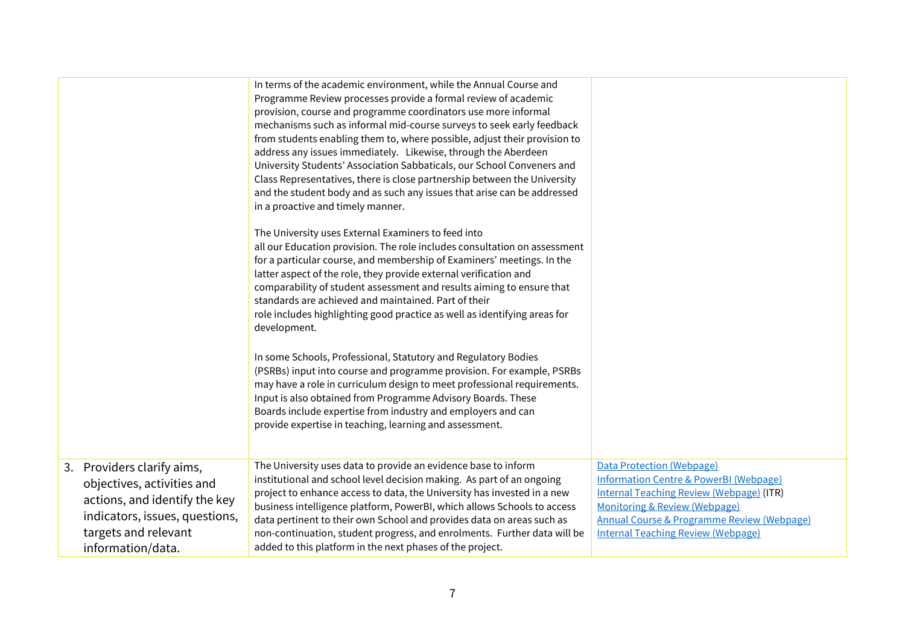| | | |
|---|---|---|
| | In terms of the academic environment, while the Annual Course and Programme Review processes provide a formal review of academic provision, course and programme coordinators use more informal mechanisms such as informal mid-course surveys to seek early feedback from students enabling them to, where possible, adjust their provision to address any issues immediately. Likewise, through the Aberdeen University Students' Association Sabbaticals, our School Conveners and Class Representatives, there is close partnership between the University and the student body and as such any issues that arise can be addressed in a proactive and timely manner.<br><br>The University uses External Examiners to feed into all our Education provision. The role includes consultation on assessment for a particular course, and membership of Examiners' meetings. In the latter aspect of the role, they provide external verification and comparability of student assessment and results aiming to ensure that standards are achieved and maintained. Part of their role includes highlighting good practice as well as identifying areas for development.<br><br>In some Schools, Professional, Statutory and Regulatory Bodies (PSRBs) input into course and programme provision. For example, PSRBs may have a role in curriculum design to meet professional requirements. Input is also obtained from Programme Advisory Boards. These Boards include expertise from industry and employers and can provide expertise in teaching, learning and assessment. | |
| 3. Providers clarify aims, objectives, activities and actions, and identify the key indicators, issues, questions, targets and relevant information/data. | The University uses data to provide an evidence base to inform institutional and school level decision making. As part of an ongoing project to enhance access to data, the University has invested in a new business intelligence platform, PowerBI, which allows Schools to access data pertinent to their own School and provides data on areas such as non-continuation, student progress, and enrolments. Further data will be added to this platform in the next phases of the project. | Data Protection (Webpage)<br>Information Centre & PowerBI (Webpage)<br>Internal Teaching Review (Webpage) (ITR)<br>Monitoring & Review (Webpage)<br>Annual Course & Programme Review (Webpage)<br>Internal Teaching Review (Webpage) |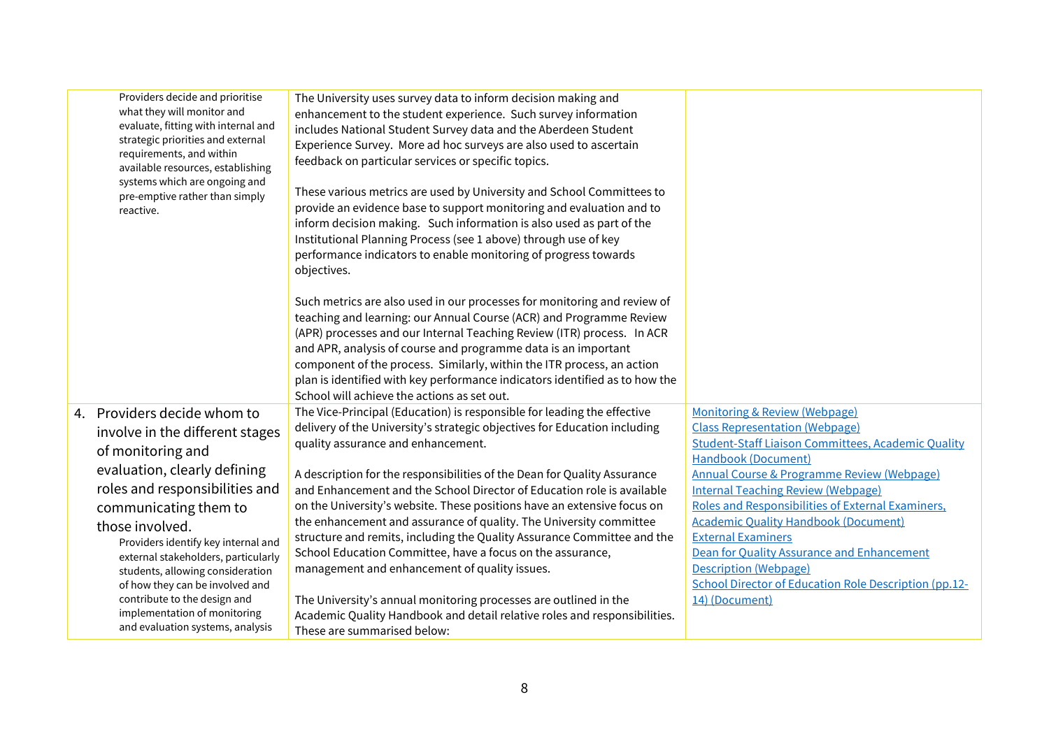| | | |
|---|---|---|
| Providers decide and prioritise what they will monitor and evaluate, fitting with internal and strategic priorities and external requirements, and within available resources, establishing systems which are ongoing and pre-emptive rather than simply reactive. | The University uses survey data to inform decision making and enhancement to the student experience. Such survey information includes National Student Survey data and the Aberdeen Student Experience Survey. More ad hoc surveys are also used to ascertain feedback on particular services or specific topics.<br><br>These various metrics are used by University and School Committees to provide an evidence base to support monitoring and evaluation and to inform decision making. Such information is also used as part of the Institutional Planning Process (see 1 above) through use of key performance indicators to enable monitoring of progress towards objectives.<br><br>Such metrics are also used in our processes for monitoring and review of teaching and learning: our Annual Course (ACR) and Programme Review (APR) processes and our Internal Teaching Review (ITR) process. In ACR and APR, analysis of course and programme data is an important component of the process. Similarly, within the ITR process, an action plan is identified with key performance indicators identified as to how the School will achieve the actions as set out. | |
| 4. Providers decide whom to involve in the different stages of monitoring and evaluation, clearly defining roles and responsibilities and communicating them to those involved.<br>Providers identify key internal and external stakeholders, particularly students, allowing consideration of how they can be involved and contribute to the design and implementation of monitoring and evaluation systems, analysis | The Vice-Principal (Education) is responsible for leading the effective delivery of the University's strategic objectives for Education including quality assurance and enhancement.<br><br>A description for the responsibilities of the Dean for Quality Assurance and Enhancement and the School Director of Education role is available on the University's website. These positions have an extensive focus on the enhancement and assurance of quality. The University committee structure and remits, including the Quality Assurance Committee and the School Education Committee, have a focus on the assurance, management and enhancement of quality issues.<br><br>The University's annual monitoring processes are outlined in the Academic Quality Handbook and detail relative roles and responsibilities. These are summarised below: | Monitoring & Review (Webpage)<br>Class Representation (Webpage)<br>Student-Staff Liaison Committees, Academic Quality Handbook (Document)<br>Annual Course & Programme Review (Webpage)<br>Internal Teaching Review (Webpage)<br>Roles and Responsibilities of External Examiners, Academic Quality Handbook (Document)<br>External Examiners<br>Dean for Quality Assurance and Enhancement Description (Webpage)<br>School Director of Education Role Description (pp.12-14) (Document) |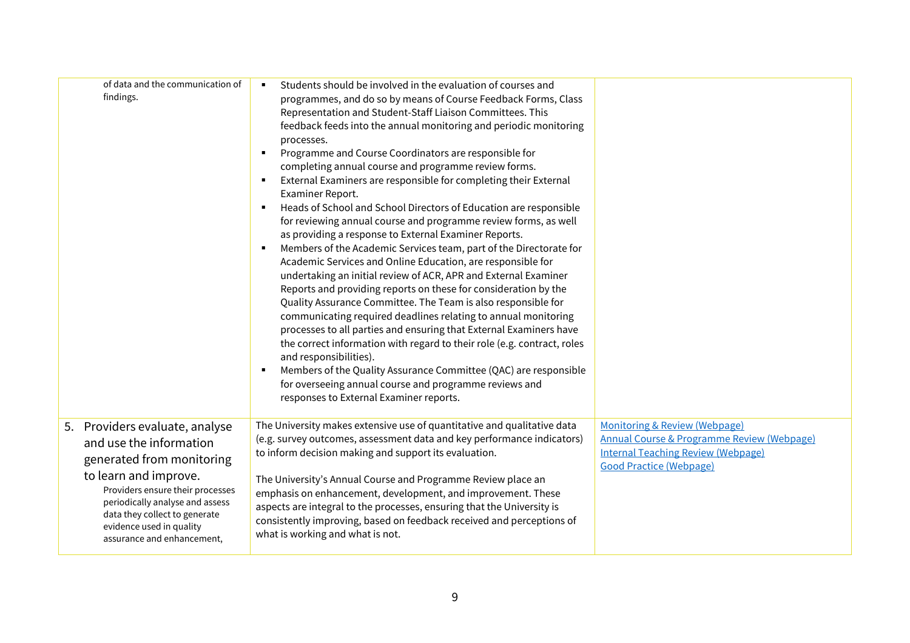| | | |
|---|---|---|
| of data and the communication of findings. | ▪ Students should be involved in the evaluation of courses and programmes, and do so by means of Course Feedback Forms, Class Representation and Student-Staff Liaison Committees. This feedback feeds into the annual monitoring and periodic monitoring processes.<br>▪ Programme and Course Coordinators are responsible for completing annual course and programme review forms.<br>▪ External Examiners are responsible for completing their External Examiner Report.<br>▪ Heads of School and School Directors of Education are responsible for reviewing annual course and programme review forms, as well as providing a response to External Examiner Reports.<br>▪ Members of the Academic Services team, part of the Directorate for Academic Services and Online Education, are responsible for undertaking an initial review of ACR, APR and External Examiner Reports and providing reports on these for consideration by the Quality Assurance Committee. The Team is also responsible for communicating required deadlines relating to annual monitoring processes to all parties and ensuring that External Examiners have the correct information with regard to their role (e.g. contract, roles and responsibilities).<br>▪ Members of the Quality Assurance Committee (QAC) are responsible for overseeing annual course and programme reviews and responses to External Examiner reports. | |
| 5. Providers evaluate, analyse and use the information generated from monitoring to learn and improve.<br>Providers ensure their processes periodically analyse and assess data they collect to generate evidence used in quality assurance and enhancement, | The University makes extensive use of quantitative and qualitative data (e.g. survey outcomes, assessment data and key performance indicators) to inform decision making and support its evaluation.<br><br>The University's Annual Course and Programme Review place an emphasis on enhancement, development, and improvement. These aspects are integral to the processes, ensuring that the University is consistently improving, based on feedback received and perceptions of what is working and what is not. | Monitoring & Review (Webpage)<br>Annual Course & Programme Review (Webpage)<br>Internal Teaching Review (Webpage)<br>Good Practice (Webpage) |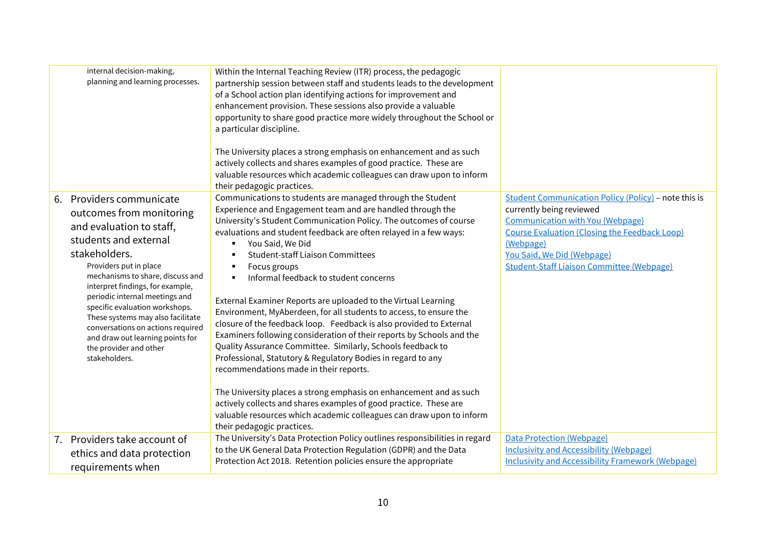| | | |
|---|---|---|
| internal decision-making, planning and learning processes. | Within the Internal Teaching Review (ITR) process, the pedagogic partnership session between staff and students leads to the development of a School action plan identifying actions for improvement and enhancement provision. These sessions also provide a valuable opportunity to share good practice more widely throughout the School or a particular discipline.<br><br>The University places a strong emphasis on enhancement and as such actively collects and shares examples of good practice. These are valuable resources which academic colleagues can draw upon to inform their pedagogic practices. | |
| 6. Providers communicate outcomes from monitoring and evaluation to staff, students and external stakeholders.<br>Providers put in place mechanisms to share, discuss and interpret findings, for example, periodic internal meetings and specific evaluation workshops. These systems may also facilitate conversations on actions required and draw out learning points for the provider and other stakeholders. | Communications to students are managed through the Student Experience and Engagement team and are handled through the University's Student Communication Policy. The outcomes of course evaluations and student feedback are often relayed in a few ways:<br>▪ You Said, We Did<br>▪ Student-staff Liaison Committees<br>▪ Focus groups<br>▪ Informal feedback to student concerns<br><br>External Examiner Reports are uploaded to the Virtual Learning Environment, MyAberdeen, for all students to access, to ensure the closure of the feedback loop. Feedback is also provided to External Examiners following consideration of their reports by Schools and the Quality Assurance Committee. Similarly, Schools feedback to Professional, Statutory & Regulatory Bodies in regard to any recommendations made in their reports.<br><br>The University places a strong emphasis on enhancement and as such actively collects and shares examples of good practice. These are valuable resources which academic colleagues can draw upon to inform their pedagogic practices. | Student Communication Policy (Policy) – note this is currently being reviewed<br>Communication with You (Webpage)<br>Course Evaluation (Closing the Feedback Loop) (Webpage)<br>You Said, We Did (Webpage)<br>Student-Staff Liaison Committee (Webpage) |
| 7. Providers take account of ethics and data protection requirements when | The University's Data Protection Policy outlines responsibilities in regard to the UK General Data Protection Regulation (GDPR) and the Data Protection Act 2018. Retention policies ensure the appropriate | Data Protection (Webpage)<br>Inclusivity and Accessibility (Webpage)<br>Inclusivity and Accessibility Framework (Webpage) |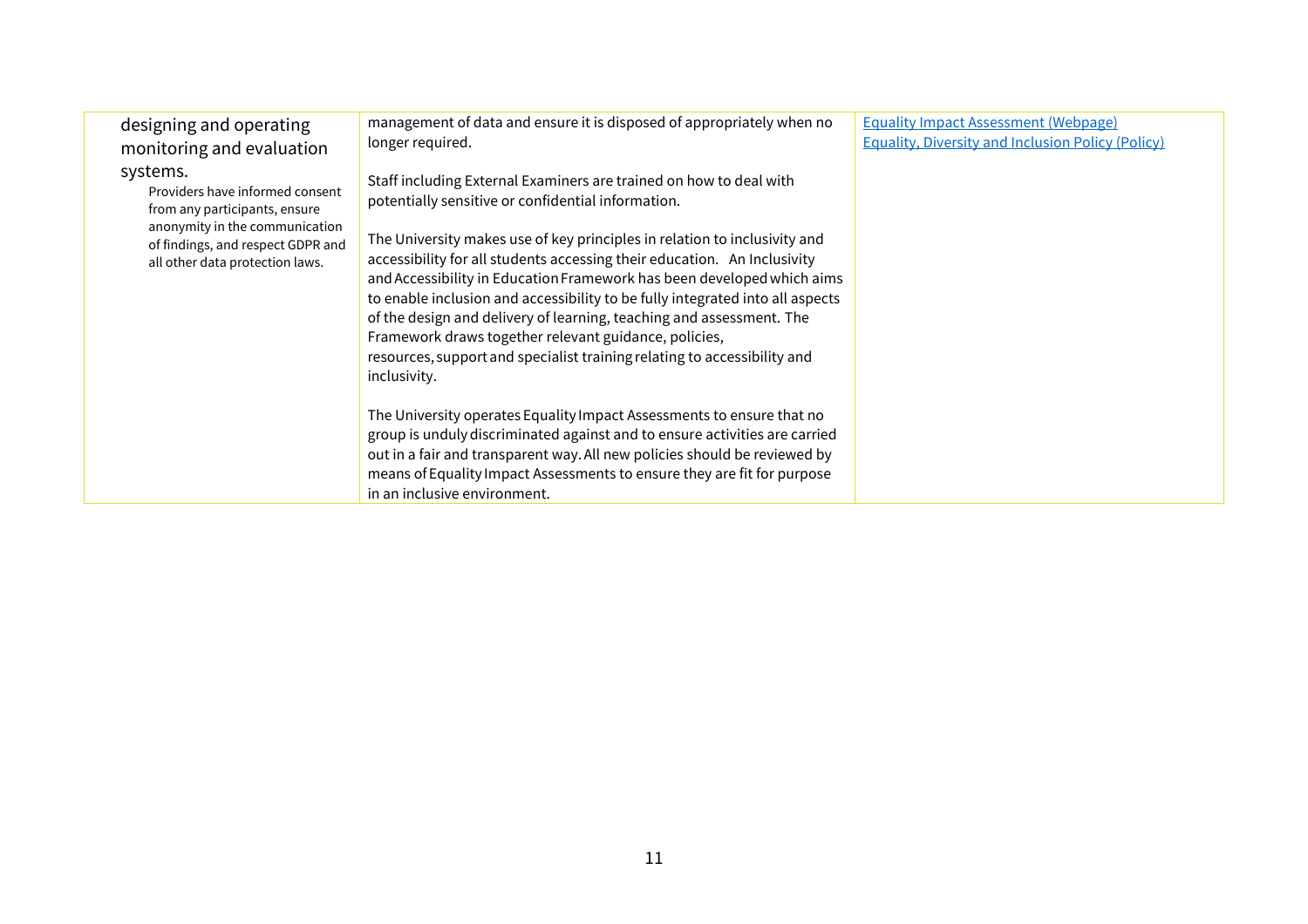| | | |
|---|---|---|
| designing and operating monitoring and evaluation systems.<br><br>Providers have informed consent from any participants, ensure anonymity in the communication of findings, and respect GDPR and all other data protection laws. | management of data and ensure it is disposed of appropriately when no longer required.<br><br>Staff including External Examiners are trained on how to deal with potentially sensitive or confidential information.<br><br>The University makes use of key principles in relation to inclusivity and accessibility for all students accessing their education. An Inclusivity and Accessibility in Education Framework has been developed which aims to enable inclusion and accessibility to be fully integrated into all aspects of the design and delivery of learning, teaching and assessment. The Framework draws together relevant guidance, policies, resources, support and specialist training relating to accessibility and inclusivity.<br><br>The University operates Equality Impact Assessments to ensure that no group is unduly discriminated against and to ensure activities are carried out in a fair and transparent way. All new policies should be reviewed by means of Equality Impact Assessments to ensure they are fit for purpose in an inclusive environment. | Equality Impact Assessment (Webpage)<br>Equality, Diversity and Inclusion Policy (Policy) |